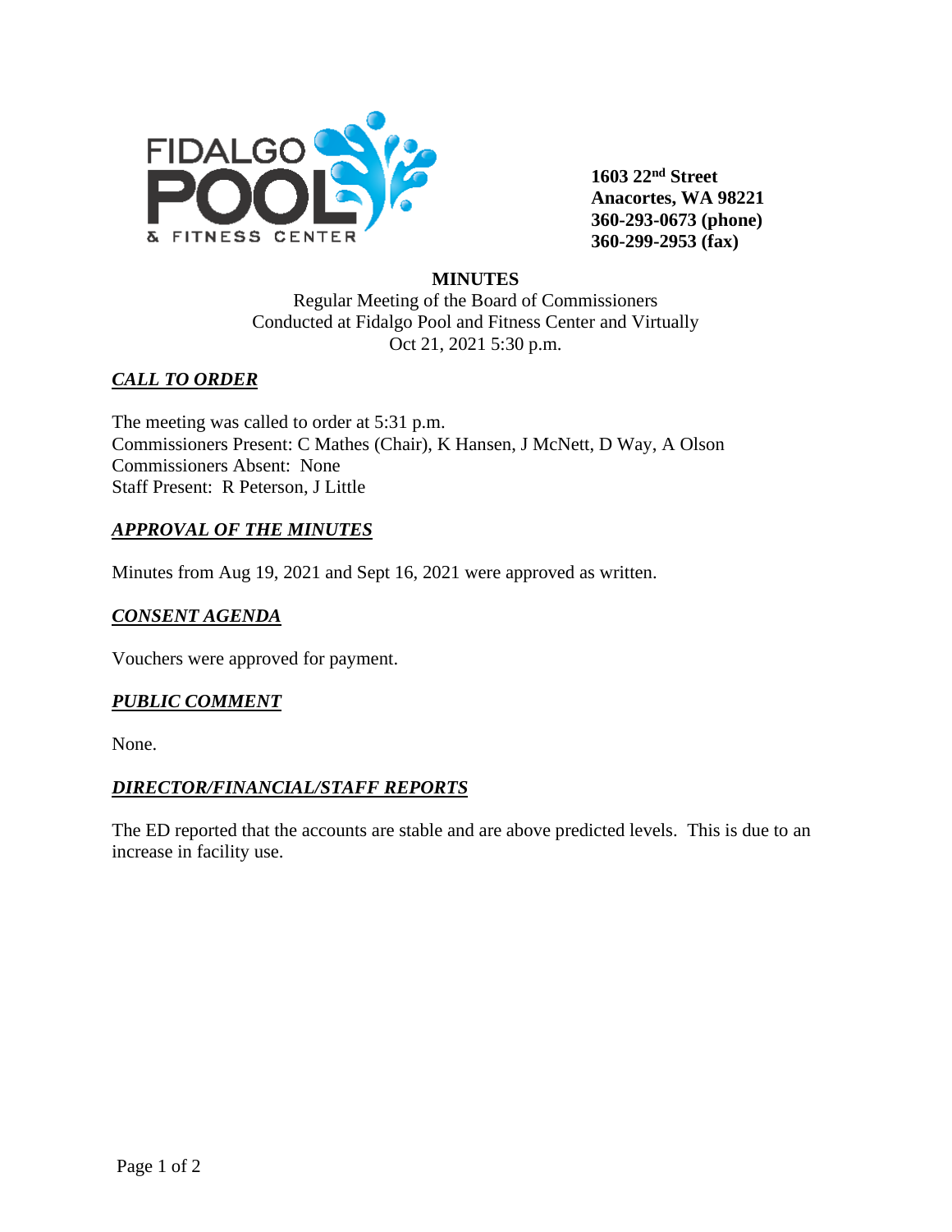**FIDALGO POOL & FITNESS CENTER**

**1603 22nd Street**
**Anacortes, WA 98221**
**360-293-0673 (phone)**
**360-299-2953 (fax)**

**MINUTES**

Regular Meeting of the Board of Commissioners
Conducted at Fidalgo Pool and Fitness Center and Virtually
Oct 21, 2021 5:30 p.m.

## ***CALL TO ORDER***

The meeting was called to order at 5:31 p.m.
Commissioners Present: C Mathes (Chair), K Hansen, J McNett, D Way, A Olson
Commissioners Absent: None
Staff Present: R Peterson, J Little

## ***APPROVAL OF THE MINUTES***

Minutes from Aug 19, 2021 and Sept 16, 2021 were approved as written.

## ***CONSENT AGENDA***

Vouchers were approved for payment.

## ***PUBLIC COMMENT***

None.

## ***DIRECTOR/FINANCIAL/STAFF REPORTS***

The ED reported that the accounts are stable and are above predicted levels. This is due to an increase in facility use.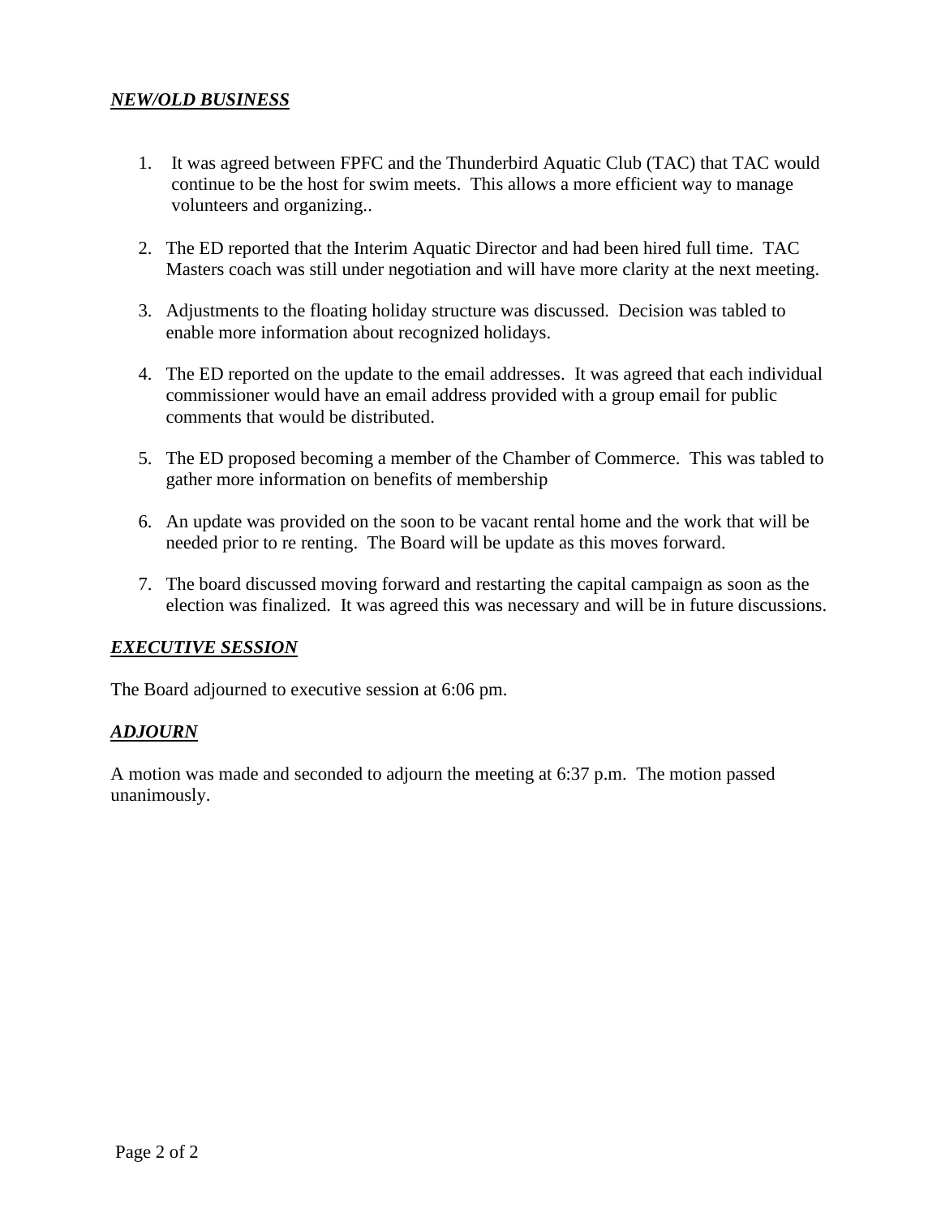***NEW/OLD BUSINESS***

1. It was agreed between FPFC and the Thunderbird Aquatic Club (TAC) that TAC would continue to be the host for swim meets. This allows a more efficient way to manage volunteers and organizing..

2. The ED reported that the Interim Aquatic Director and had been hired full time. TAC Masters coach was still under negotiation and will have more clarity at the next meeting.

3. Adjustments to the floating holiday structure was discussed. Decision was tabled to enable more information about recognized holidays.

4. The ED reported on the update to the email addresses. It was agreed that each individual commissioner would have an email address provided with a group email for public comments that would be distributed.

5. The ED proposed becoming a member of the Chamber of Commerce. This was tabled to gather more information on benefits of membership

6. An update was provided on the soon to be vacant rental home and the work that will be needed prior to re renting. The Board will be update as this moves forward.

7. The board discussed moving forward and restarting the capital campaign as soon as the election was finalized. It was agreed this was necessary and will be in future discussions.

***EXECUTIVE SESSION***

The Board adjourned to executive session at 6:06 pm.

***ADJOURN***

A motion was made and seconded to adjourn the meeting at 6:37 p.m. The motion passed unanimously.